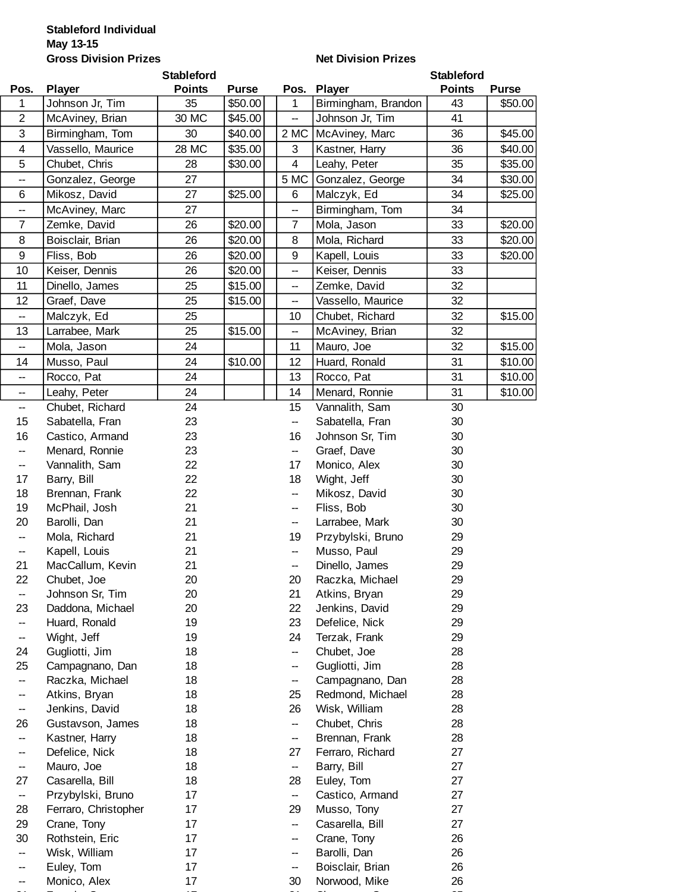**Stableford Individual**
**May 13-15**

| Pos. | Player | Stableford Points | Purse | Pos. | Player | Stableford Points | Purse |
|---|---|---|---|---|---|---|---|
| | **Gross Division Prizes** | | | | **Net Division Prizes** | | |
| 1 | Johnson Jr, Tim | 35 | $50.00 | 1 | Birmingham, Brandon | 43 | $50.00 |
| 2 | McAviney, Brian | 30 MC | $45.00 | -- | Johnson Jr, Tim | 41 | |
| 3 | Birmingham, Tom | 30 | $40.00 | 2 MC | McAviney, Marc | 36 | $45.00 |
| 4 | Vassello, Maurice | 28 MC | $35.00 | 3 | Kastner, Harry | 36 | $40.00 |
| 5 | Chubet, Chris | 28 | $30.00 | 4 | Leahy, Peter | 35 | $35.00 |
| -- | Gonzalez, George | 27 | | 5 MC | Gonzalez, George | 34 | $30.00 |
| 6 | Mikosz, David | 27 | $25.00 | 6 | Malczyk, Ed | 34 | $25.00 |
| -- | McAviney, Marc | 27 | | -- | Birmingham, Tom | 34 | |
| 7 | Zemke, David | 26 | $20.00 | 7 | Mola, Jason | 33 | $20.00 |
| 8 | Boisclair, Brian | 26 | $20.00 | 8 | Mola, Richard | 33 | $20.00 |
| 9 | Fliss, Bob | 26 | $20.00 | 9 | Kapell, Louis | 33 | $20.00 |
| 10 | Keiser, Dennis | 26 | $20.00 | -- | Keiser, Dennis | 33 | |
| 11 | Dinello, James | 25 | $15.00 | -- | Zemke, David | 32 | |
| 12 | Graef, Dave | 25 | $15.00 | -- | Vassello, Maurice | 32 | |
| -- | Malczyk, Ed | 25 | | 10 | Chubet, Richard | 32 | $15.00 |
| 13 | Larrabee, Mark | 25 | $15.00 | -- | McAviney, Brian | 32 | |
| -- | Mola, Jason | 24 | | 11 | Mauro, Joe | 32 | $15.00 |
| 14 | Musso, Paul | 24 | $10.00 | 12 | Huard, Ronald | 31 | $10.00 |
| -- | Rocco, Pat | 24 | | 13 | Rocco, Pat | 31 | $10.00 |
| -- | Leahy, Peter | 24 | | 14 | Menard, Ronnie | 31 | $10.00 |
| -- | Chubet, Richard | 24 | | 15 | Vannalith, Sam | 30 | |
| 15 | Sabatella, Fran | 23 | | -- | Sabatella, Fran | 30 | |
| 16 | Castico, Armand | 23 | | 16 | Johnson Sr, Tim | 30 | |
| -- | Menard, Ronnie | 23 | | -- | Graef, Dave | 30 | |
| -- | Vannalith, Sam | 22 | | 17 | Monico, Alex | 30 | |
| 17 | Barry, Bill | 22 | | 18 | Wight, Jeff | 30 | |
| 18 | Brennan, Frank | 22 | | -- | Mikosz, David | 30 | |
| 19 | McPhail, Josh | 21 | | -- | Fliss, Bob | 30 | |
| 20 | Barolli, Dan | 21 | | -- | Larrabee, Mark | 30 | |
| -- | Mola, Richard | 21 | | 19 | Przybylski, Bruno | 29 | |
| -- | Kapell, Louis | 21 | | -- | Musso, Paul | 29 | |
| 21 | MacCallum, Kevin | 21 | | -- | Dinello, James | 29 | |
| 22 | Chubet, Joe | 20 | | 20 | Raczka, Michael | 29 | |
| -- | Johnson Sr, Tim | 20 | | 21 | Atkins, Bryan | 29 | |
| 23 | Daddona, Michael | 20 | | 22 | Jenkins, David | 29 | |
| -- | Huard, Ronald | 19 | | 23 | Defelice, Nick | 29 | |
| -- | Wight, Jeff | 19 | | 24 | Terzak, Frank | 29 | |
| 24 | Gugliotti, Jim | 18 | | -- | Chubet, Joe | 28 | |
| 25 | Campagnano, Dan | 18 | | -- | Gugliotti, Jim | 28 | |
| -- | Raczka, Michael | 18 | | -- | Campagnano, Dan | 28 | |
| -- | Atkins, Bryan | 18 | | 25 | Redmond, Michael | 28 | |
| -- | Jenkins, David | 18 | | 26 | Wisk, William | 28 | |
| 26 | Gustavson, James | 18 | | -- | Chubet, Chris | 28 | |
| -- | Kastner, Harry | 18 | | -- | Brennan, Frank | 28 | |
| -- | Defelice, Nick | 18 | | 27 | Ferraro, Richard | 27 | |
| -- | Mauro, Joe | 18 | | -- | Barry, Bill | 27 | |
| 27 | Casarella, Bill | 18 | | 28 | Euley, Tom | 27 | |
| -- | Przybylski, Bruno | 17 | | -- | Castico, Armand | 27 | |
| 28 | Ferraro, Christopher | 17 | | 29 | Musso, Tony | 27 | |
| 29 | Crane, Tony | 17 | | -- | Casarella, Bill | 27 | |
| 30 | Rothstein, Eric | 17 | | -- | Crane, Tony | 26 | |
| -- | Wisk, William | 17 | | -- | Barolli, Dan | 26 | |
| -- | Euley, Tom | 17 | | -- | Boisclair, Brian | 26 | |
| -- | Monico, Alex | 17 | | 30 | Norwood, Mike | 26 | |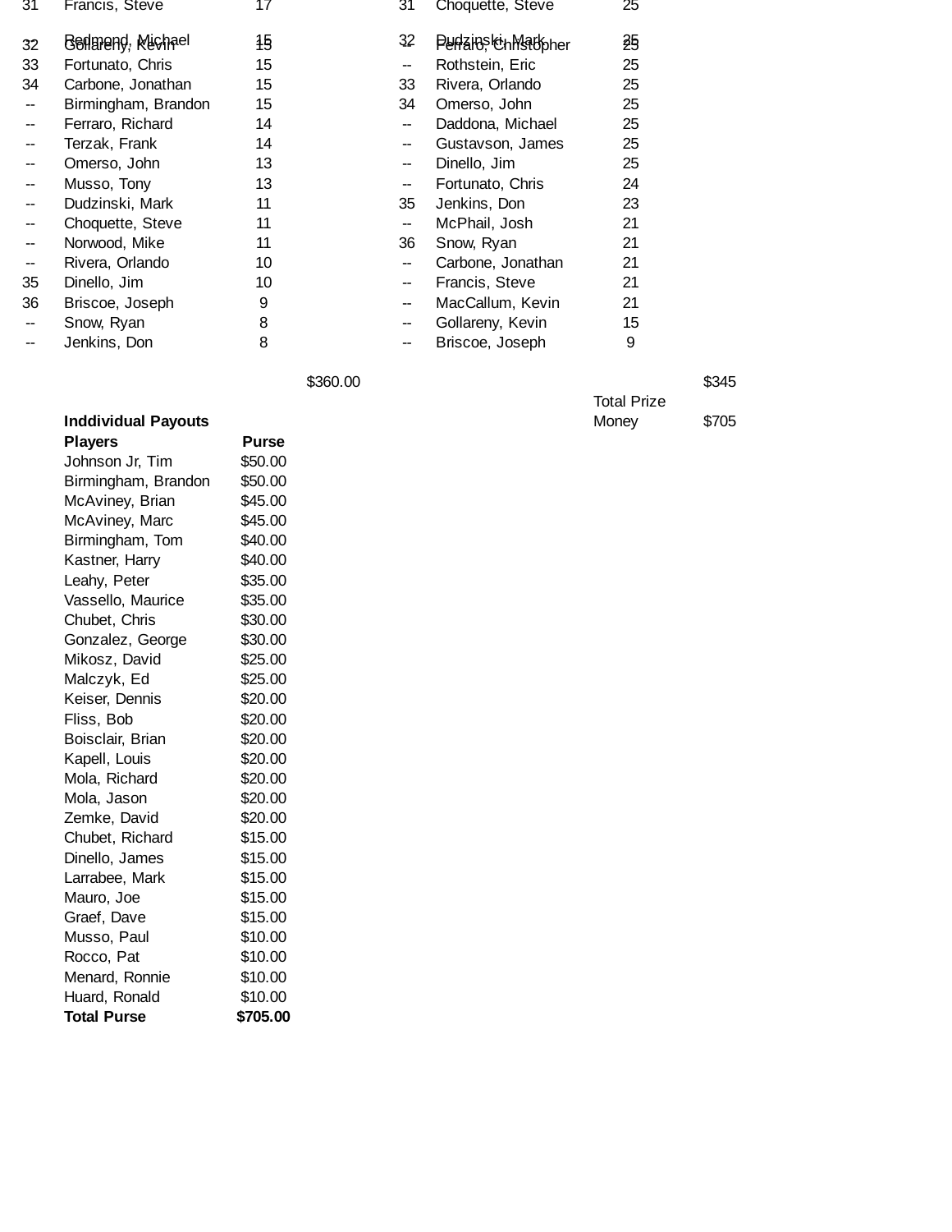| | | | | | |
|---|---|---|---|---|---|
| 31 | Francis, Steve | 17 | 31 | Choquette, Steve | 25 |
| -- | Redmond, Michael | 15 | 32 | Dudzinski, Mark | 25 |
| 32 | Gollareny, Kevin | 15 | -- | Ferraro, Christopher | 25 |
| 33 | Fortunato, Chris | 15 | -- | Rothstein, Eric | 25 |
| 34 | Carbone, Jonathan | 15 | 33 | Rivera, Orlando | 25 |
| -- | Birmingham, Brandon | 15 | 34 | Omerso, John | 25 |
| -- | Ferraro, Richard | 14 | -- | Daddona, Michael | 25 |
| -- | Terzak, Frank | 14 | -- | Gustavson, James | 25 |
| -- | Omerso, John | 13 | -- | Dinello, Jim | 25 |
| -- | Musso, Tony | 13 | -- | Fortunato, Chris | 24 |
| -- | Dudzinski, Mark | 11 | 35 | Jenkins, Don | 23 |
| -- | Choquette, Steve | 11 | -- | McPhail, Josh | 21 |
| -- | Norwood, Mike | 11 | 36 | Snow, Ryan | 21 |
| -- | Rivera, Orlando | 10 | -- | Carbone, Jonathan | 21 |
| 35 | Dinello, Jim | 10 | -- | Francis, Steve | 21 |
| 36 | Briscoe, Joseph | 9 | -- | MacCallum, Kevin | 21 |
| -- | Snow, Ryan | 8 | -- | Gollareny, Kevin | 15 |
| -- | Jenkins, Don | 8 | -- | Briscoe, Joseph | 9 |
| | | $360.00 | | | $345 |

Total Prize Money $705

**Inddividual Payouts**

| **Players** | **Purse** |
|---|---|
| Johnson Jr, Tim | $50.00 |
| Birmingham, Brandon | $50.00 |
| McAviney, Brian | $45.00 |
| McAviney, Marc | $45.00 |
| Birmingham, Tom | $40.00 |
| Kastner, Harry | $40.00 |
| Leahy, Peter | $35.00 |
| Vassello, Maurice | $35.00 |
| Chubet, Chris | $30.00 |
| Gonzalez, George | $30.00 |
| Mikosz, David | $25.00 |
| Malczyk, Ed | $25.00 |
| Keiser, Dennis | $20.00 |
| Fliss, Bob | $20.00 |
| Boisclair, Brian | $20.00 |
| Kapell, Louis | $20.00 |
| Mola, Richard | $20.00 |
| Mola, Jason | $20.00 |
| Zemke, David | $20.00 |
| Chubet, Richard | $15.00 |
| Dinello, James | $15.00 |
| Larrabee, Mark | $15.00 |
| Mauro, Joe | $15.00 |
| Graef, Dave | $15.00 |
| Musso, Paul | $10.00 |
| Rocco, Pat | $10.00 |
| Menard, Ronnie | $10.00 |
| Huard, Ronald | $10.00 |
| **Total Purse** | **$705.00** |